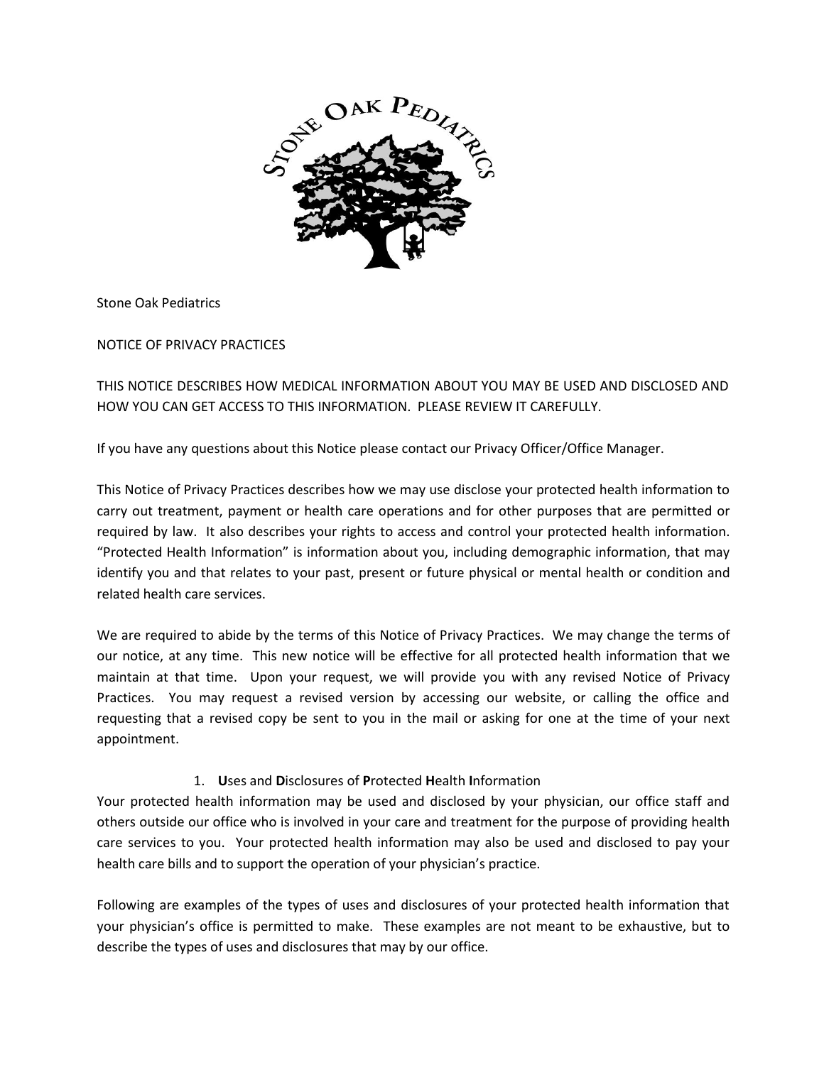Stone Oak Pediatrics

NOTICE OF PRIVACY PRACTICES

THIS NOTICE DESCRIBES HOW MEDICAL INFORMATION ABOUT YOU MAY BE USED AND DISCLOSED AND HOW YOU CAN GET ACCESS TO THIS INFORMATION. PLEASE REVIEW IT CAREFULLY.

If you have any questions about this Notice please contact our Privacy Officer/Office Manager.

This Notice of Privacy Practices describes how we may use disclose your protected health information to carry out treatment, payment or health care operations and for other purposes that are permitted or required by law. It also describes your rights to access and control your protected health information. "Protected Health Information" is information about you, including demographic information, that may identify you and that relates to your past, present or future physical or mental health or condition and related health care services.

We are required to abide by the terms of this Notice of Privacy Practices. We may change the terms of our notice, at any time. This new notice will be effective for all protected health information that we maintain at that time. Upon your request, we will provide you with any revised Notice of Privacy Practices. You may request a revised version by accessing our website, or calling the office and requesting that a revised copy be sent to you in the mail or asking for one at the time of your next appointment.

1. **U**ses and **D**isclosures of **P**rotected **H**ealth **I**nformation

Your protected health information may be used and disclosed by your physician, our office staff and others outside our office who is involved in your care and treatment for the purpose of providing health care services to you. Your protected health information may also be used and disclosed to pay your health care bills and to support the operation of your physician's practice.

Following are examples of the types of uses and disclosures of your protected health information that your physician's office is permitted to make. These examples are not meant to be exhaustive, but to describe the types of uses and disclosures that may by our office.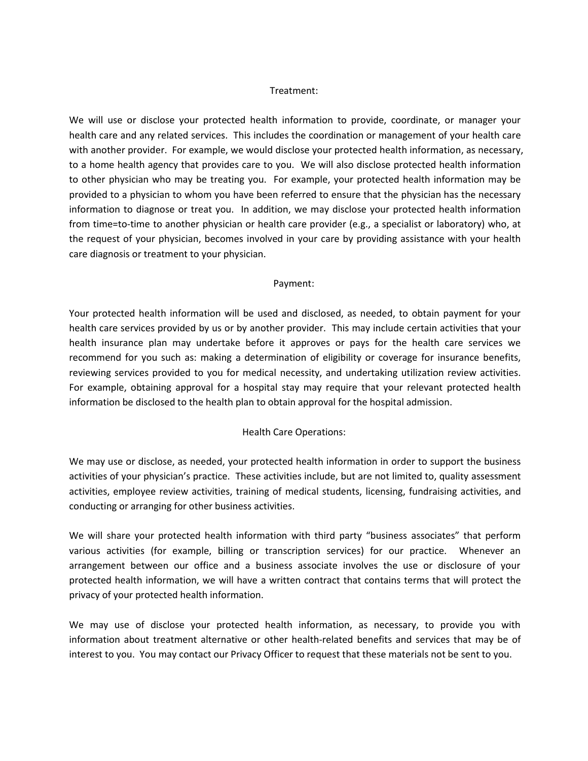## Treatment:

We will use or disclose your protected health information to provide, coordinate, or manager your health care and any related services. This includes the coordination or management of your health care with another provider. For example, we would disclose your protected health information, as necessary, to a home health agency that provides care to you. We will also disclose protected health information to other physician who may be treating you. For example, your protected health information may be provided to a physician to whom you have been referred to ensure that the physician has the necessary information to diagnose or treat you. In addition, we may disclose your protected health information from time=to-time to another physician or health care provider (e.g., a specialist or laboratory) who, at the request of your physician, becomes involved in your care by providing assistance with your health care diagnosis or treatment to your physician.

## Payment:

Your protected health information will be used and disclosed, as needed, to obtain payment for your health care services provided by us or by another provider. This may include certain activities that your health insurance plan may undertake before it approves or pays for the health care services we recommend for you such as: making a determination of eligibility or coverage for insurance benefits, reviewing services provided to you for medical necessity, and undertaking utilization review activities. For example, obtaining approval for a hospital stay may require that your relevant protected health information be disclosed to the health plan to obtain approval for the hospital admission.

## Health Care Operations:

We may use or disclose, as needed, your protected health information in order to support the business activities of your physician's practice. These activities include, but are not limited to, quality assessment activities, employee review activities, training of medical students, licensing, fundraising activities, and conducting or arranging for other business activities.

We will share your protected health information with third party "business associates" that perform various activities (for example, billing or transcription services) for our practice. Whenever an arrangement between our office and a business associate involves the use or disclosure of your protected health information, we will have a written contract that contains terms that will protect the privacy of your protected health information.

We may use of disclose your protected health information, as necessary, to provide you with information about treatment alternative or other health-related benefits and services that may be of interest to you. You may contact our Privacy Officer to request that these materials not be sent to you.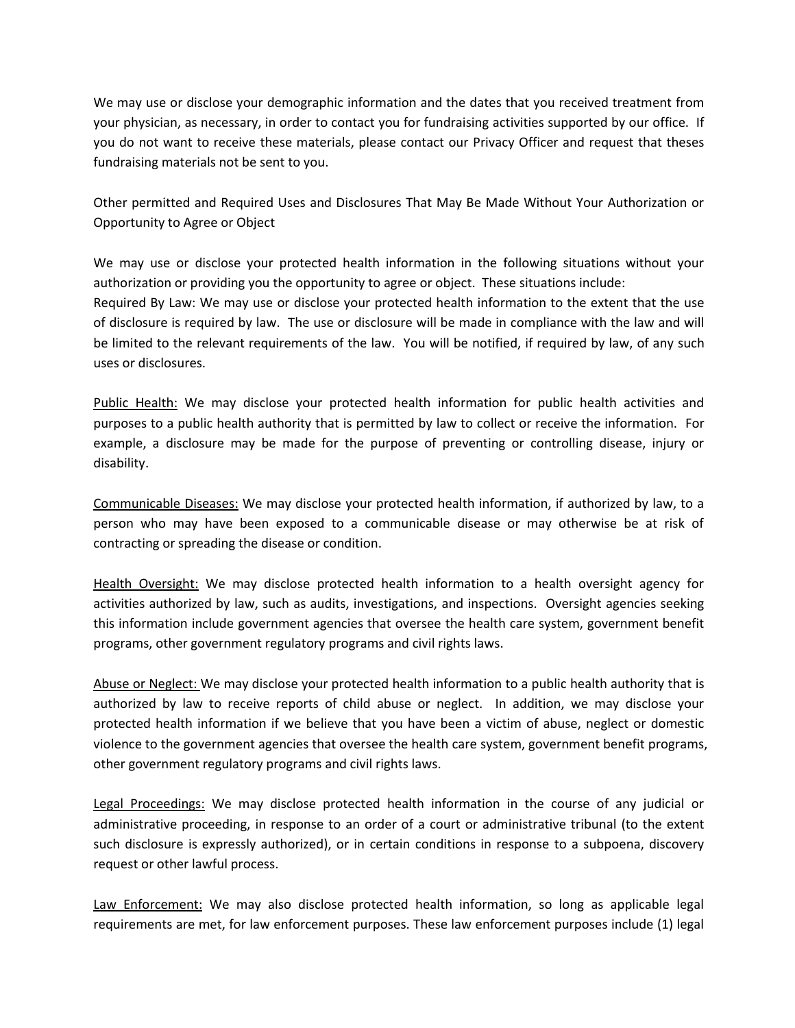We may use or disclose your demographic information and the dates that you received treatment from your physician, as necessary, in order to contact you for fundraising activities supported by our office. If you do not want to receive these materials, please contact our Privacy Officer and request that theses fundraising materials not be sent to you.

Other permitted and Required Uses and Disclosures That May Be Made Without Your Authorization or Opportunity to Agree or Object

We may use or disclose your protected health information in the following situations without your authorization or providing you the opportunity to agree or object. These situations include:
Required By Law: We may use or disclose your protected health information to the extent that the use of disclosure is required by law. The use or disclosure will be made in compliance with the law and will be limited to the relevant requirements of the law. You will be notified, if required by law, of any such uses or disclosures.

<u>Public Health:</u> We may disclose your protected health information for public health activities and purposes to a public health authority that is permitted by law to collect or receive the information. For example, a disclosure may be made for the purpose of preventing or controlling disease, injury or disability.

<u>Communicable Diseases:</u> We may disclose your protected health information, if authorized by law, to a person who may have been exposed to a communicable disease or may otherwise be at risk of contracting or spreading the disease or condition.

<u>Health Oversight:</u> We may disclose protected health information to a health oversight agency for activities authorized by law, such as audits, investigations, and inspections. Oversight agencies seeking this information include government agencies that oversee the health care system, government benefit programs, other government regulatory programs and civil rights laws.

<u>Abuse or Neglect:</u> We may disclose your protected health information to a public health authority that is authorized by law to receive reports of child abuse or neglect. In addition, we may disclose your protected health information if we believe that you have been a victim of abuse, neglect or domestic violence to the government agencies that oversee the health care system, government benefit programs, other government regulatory programs and civil rights laws.

<u>Legal Proceedings:</u> We may disclose protected health information in the course of any judicial or administrative proceeding, in response to an order of a court or administrative tribunal (to the extent such disclosure is expressly authorized), or in certain conditions in response to a subpoena, discovery request or other lawful process.

<u>Law Enforcement:</u> We may also disclose protected health information, so long as applicable legal requirements are met, for law enforcement purposes. These law enforcement purposes include (1) legal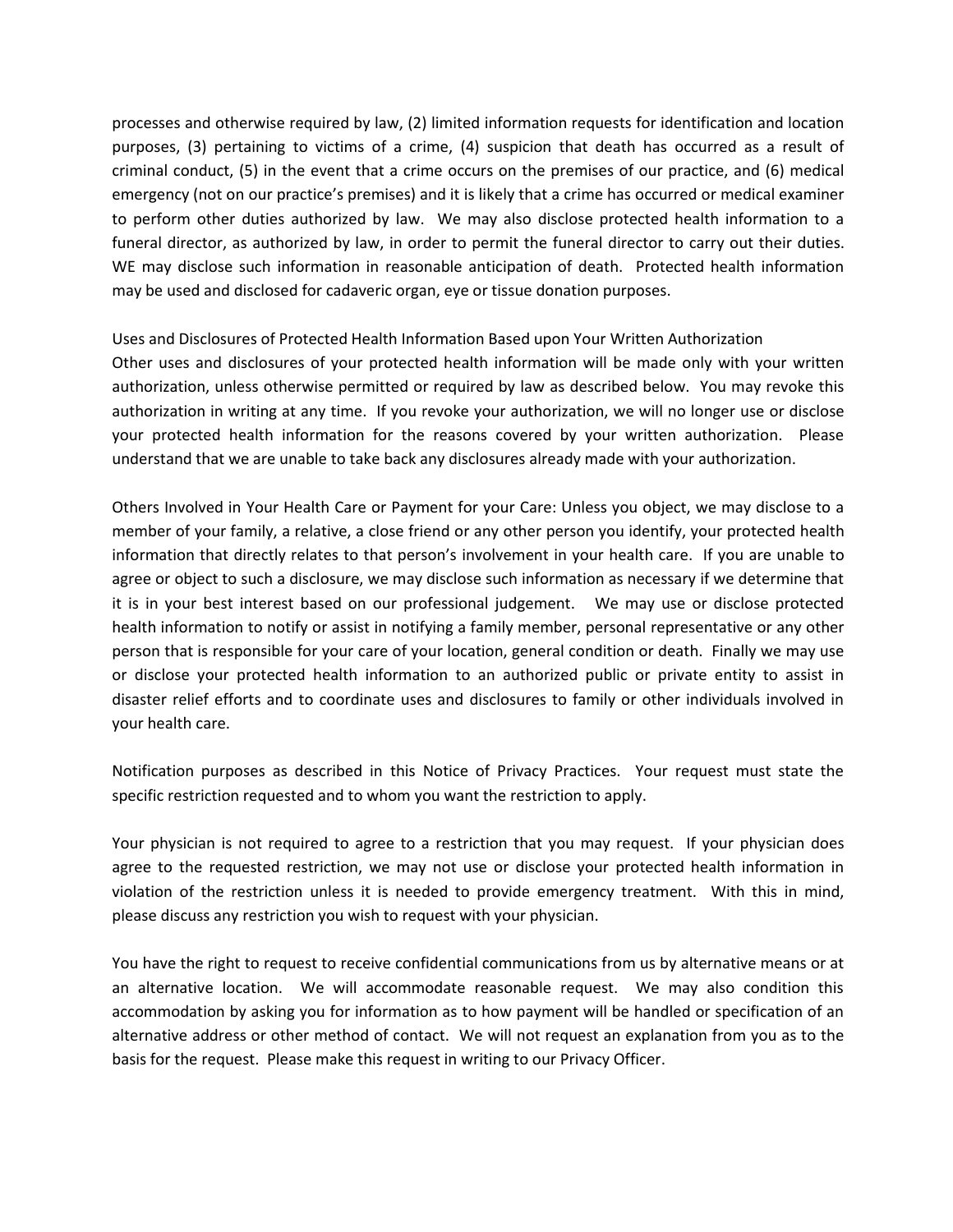processes and otherwise required by law, (2) limited information requests for identification and location purposes, (3) pertaining to victims of a crime, (4) suspicion that death has occurred as a result of criminal conduct, (5) in the event that a crime occurs on the premises of our practice, and (6) medical emergency (not on our practice's premises) and it is likely that a crime has occurred or medical examiner to perform other duties authorized by law. We may also disclose protected health information to a funeral director, as authorized by law, in order to permit the funeral director to carry out their duties. WE may disclose such information in reasonable anticipation of death. Protected health information may be used and disclosed for cadaveric organ, eye or tissue donation purposes.

Uses and Disclosures of Protected Health Information Based upon Your Written Authorization
Other uses and disclosures of your protected health information will be made only with your written authorization, unless otherwise permitted or required by law as described below. You may revoke this authorization in writing at any time. If you revoke your authorization, we will no longer use or disclose your protected health information for the reasons covered by your written authorization. Please understand that we are unable to take back any disclosures already made with your authorization.

Others Involved in Your Health Care or Payment for your Care: Unless you object, we may disclose to a member of your family, a relative, a close friend or any other person you identify, your protected health information that directly relates to that person's involvement in your health care. If you are unable to agree or object to such a disclosure, we may disclose such information as necessary if we determine that it is in your best interest based on our professional judgement. We may use or disclose protected health information to notify or assist in notifying a family member, personal representative or any other person that is responsible for your care of your location, general condition or death. Finally we may use or disclose your protected health information to an authorized public or private entity to assist in disaster relief efforts and to coordinate uses and disclosures to family or other individuals involved in your health care.

Notification purposes as described in this Notice of Privacy Practices. Your request must state the specific restriction requested and to whom you want the restriction to apply.

Your physician is not required to agree to a restriction that you may request. If your physician does agree to the requested restriction, we may not use or disclose your protected health information in violation of the restriction unless it is needed to provide emergency treatment. With this in mind, please discuss any restriction you wish to request with your physician.

You have the right to request to receive confidential communications from us by alternative means or at an alternative location. We will accommodate reasonable request. We may also condition this accommodation by asking you for information as to how payment will be handled or specification of an alternative address or other method of contact. We will not request an explanation from you as to the basis for the request. Please make this request in writing to our Privacy Officer.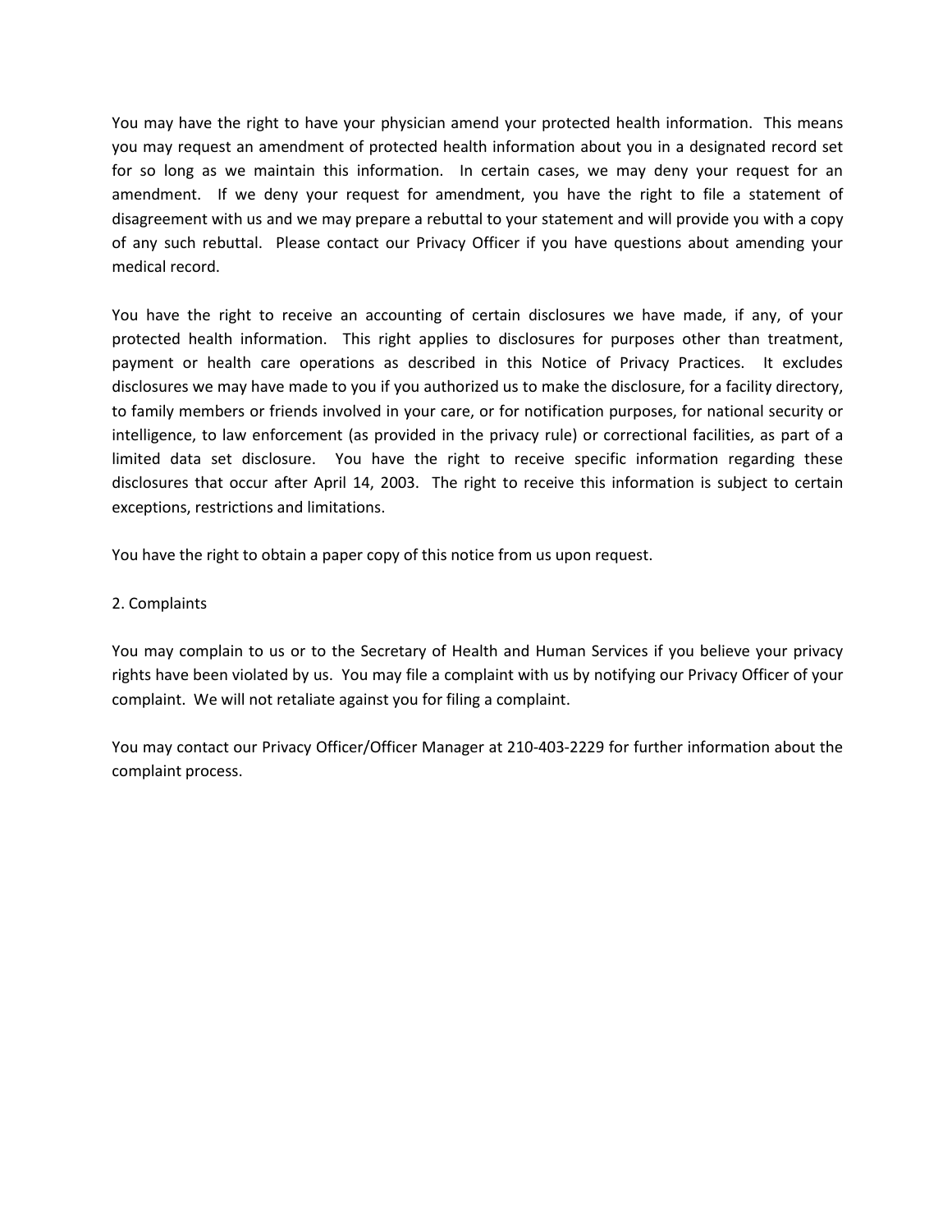You may have the right to have your physician amend your protected health information. This means you may request an amendment of protected health information about you in a designated record set for so long as we maintain this information. In certain cases, we may deny your request for an amendment. If we deny your request for amendment, you have the right to file a statement of disagreement with us and we may prepare a rebuttal to your statement and will provide you with a copy of any such rebuttal. Please contact our Privacy Officer if you have questions about amending your medical record.

You have the right to receive an accounting of certain disclosures we have made, if any, of your protected health information. This right applies to disclosures for purposes other than treatment, payment or health care operations as described in this Notice of Privacy Practices. It excludes disclosures we may have made to you if you authorized us to make the disclosure, for a facility directory, to family members or friends involved in your care, or for notification purposes, for national security or intelligence, to law enforcement (as provided in the privacy rule) or correctional facilities, as part of a limited data set disclosure. You have the right to receive specific information regarding these disclosures that occur after April 14, 2003. The right to receive this information is subject to certain exceptions, restrictions and limitations.

You have the right to obtain a paper copy of this notice from us upon request.

2. Complaints

You may complain to us or to the Secretary of Health and Human Services if you believe your privacy rights have been violated by us. You may file a complaint with us by notifying our Privacy Officer of your complaint. We will not retaliate against you for filing a complaint.

You may contact our Privacy Officer/Officer Manager at 210-403-2229 for further information about the complaint process.